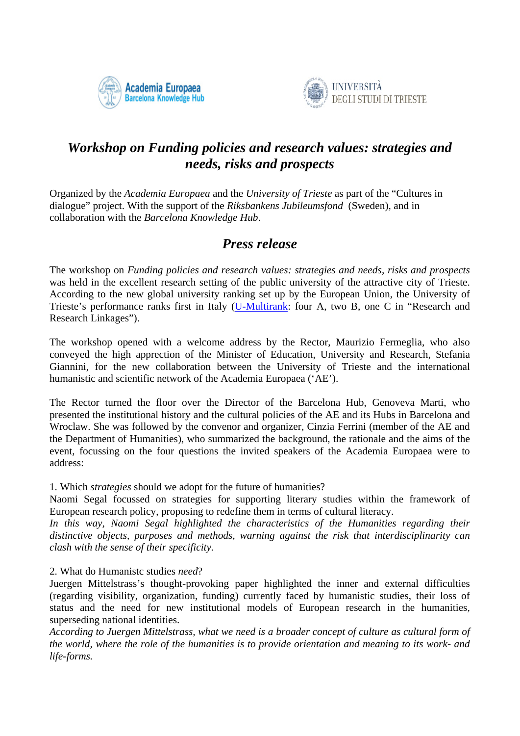Academia Europaea Barcelona Knowledge Hub

UNIVERSITÀ DEGLI STUDI DI TRIESTE

# *Workshop on Funding policies and research values: strategies and needs, risks and prospects*

Organized by the *Academia Europaea* and the *University of Trieste* as part of the "Cultures in dialogue" project. With the support of the *Riksbankens Jubileumsfond* (Sweden), and in collaboration with the *Barcelona Knowledge Hub*.

## *Press release*

The workshop on *Funding policies and research values: strategies and needs, risks and prospects* was held in the excellent research setting of the public university of the attractive city of Trieste. According to the new global university ranking set up by the European Union, the University of Trieste's performance ranks first in Italy (U-Multirank: four A, two B, one C in "Research and Research Linkages").

The workshop opened with a welcome address by the Rector, Maurizio Fermeglia, who also conveyed the high apprection of the Minister of Education, University and Research, Stefania Giannini, for the new collaboration between the University of Trieste and the international humanistic and scientific network of the Academia Europaea ('AE').

The Rector turned the floor over the Director of the Barcelona Hub, Genoveva Marti, who presented the institutional history and the cultural policies of the AE and its Hubs in Barcelona and Wroclaw. She was followed by the convenor and organizer, Cinzia Ferrini (member of the AE and the Department of Humanities), who summarized the background, the rationale and the aims of the event, focussing on the four questions the invited speakers of the Academia Europaea were to address:

1. Which *strategies* should we adopt for the future of humanities?
Naomi Segal focussed on strategies for supporting literary studies within the framework of European research policy, proposing to redefine them in terms of cultural literacy.
*In this way, Naomi Segal highlighted the characteristics of the Humanities regarding their distinctive objects, purposes and methods, warning against the risk that interdisciplinarity can clash with the sense of their specificity.*

2. What do Humanistc studies *need*?
Juergen Mittelstrass's thought-provoking paper highlighted the inner and external difficulties (regarding visibility, organization, funding) currently faced by humanistic studies, their loss of status and the need for new institutional models of European research in the humanities, superseding national identities.
*According to Juergen Mittelstrass, what we need is a broader concept of culture as cultural form of the world, where the role of the humanities is to provide orientation and meaning to its work- and life-forms.*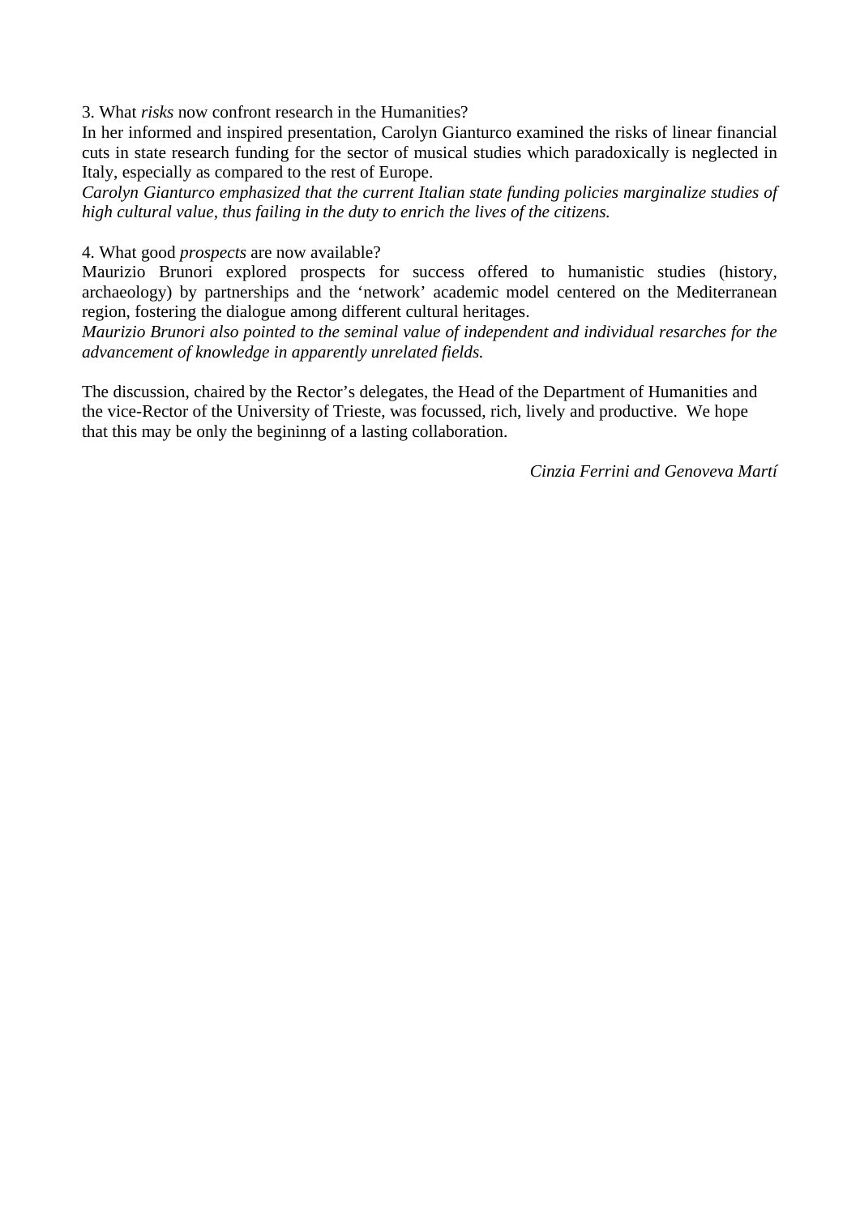3. What *risks* now confront research in the Humanities?
In her informed and inspired presentation, Carolyn Gianturco examined the risks of linear financial cuts in state research funding for the sector of musical studies which paradoxically is neglected in Italy, especially as compared to the rest of Europe.
*Carolyn Gianturco emphasized that the current Italian state funding policies marginalize studies of high cultural value, thus failing in the duty to enrich the lives of the citizens.*

4. What good *prospects* are now available?
Maurizio Brunori explored prospects for success offered to humanistic studies (history, archaeology) by partnerships and the 'network' academic model centered on the Mediterranean region, fostering the dialogue among different cultural heritages.
*Maurizio Brunori also pointed to the seminal value of independent and individual resarches for the advancement of knowledge in apparently unrelated fields.*

The discussion, chaired by the Rector's delegates, the Head of the Department of Humanities and the vice-Rector of the University of Trieste, was focussed, rich, lively and productive. We hope that this may be only the begininng of a lasting collaboration.

*Cinzia Ferrini and Genoveva Martí*